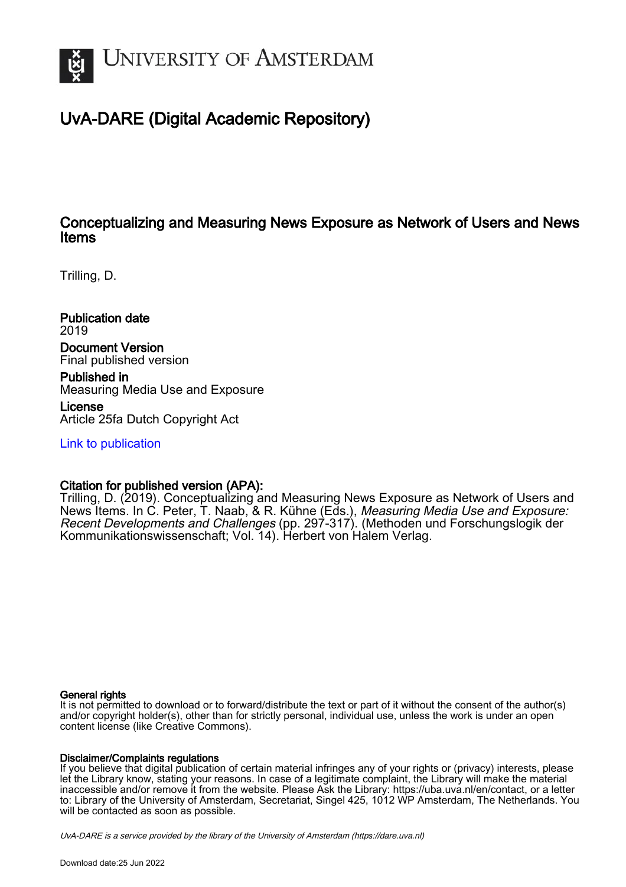# UvA-DARE (Digital Academic Repository)

## Conceptualizing and Measuring News Exposure as Network of Users and News Items

Trilling, D.

**Publication date**
2019

**Document Version**
Final published version

**Published in**
Measuring Media Use and Exposure

**License**
Article 25fa Dutch Copyright Act

Link to publication

**Citation for published version (APA):**
Trilling, D. (2019). Conceptualizing and Measuring News Exposure as Network of Users and News Items. In C. Peter, T. Naab, & R. Kühne (Eds.), *Measuring Media Use and Exposure: Recent Developments and Challenges* (pp. 297-317). (Methoden und Forschungslogik der Kommunikationswissenschaft; Vol. 14). Herbert von Halem Verlag.

**General rights**
It is not permitted to download or to forward/distribute the text or part of it without the consent of the author(s) and/or copyright holder(s), other than for strictly personal, individual use, unless the work is under an open content license (like Creative Commons).

**Disclaimer/Complaints regulations**
If you believe that digital publication of certain material infringes any of your rights or (privacy) interests, please let the Library know, stating your reasons. In case of a legitimate complaint, the Library will make the material inaccessible and/or remove it from the website. Please Ask the Library: https://uba.uva.nl/en/contact, or a letter to: Library of the University of Amsterdam, Secretariat, Singel 425, 1012 WP Amsterdam, The Netherlands. You will be contacted as soon as possible.

*UvA-DARE is a service provided by the library of the University of Amsterdam (https://dare.uva.nl)*

Download date:25 Jun 2022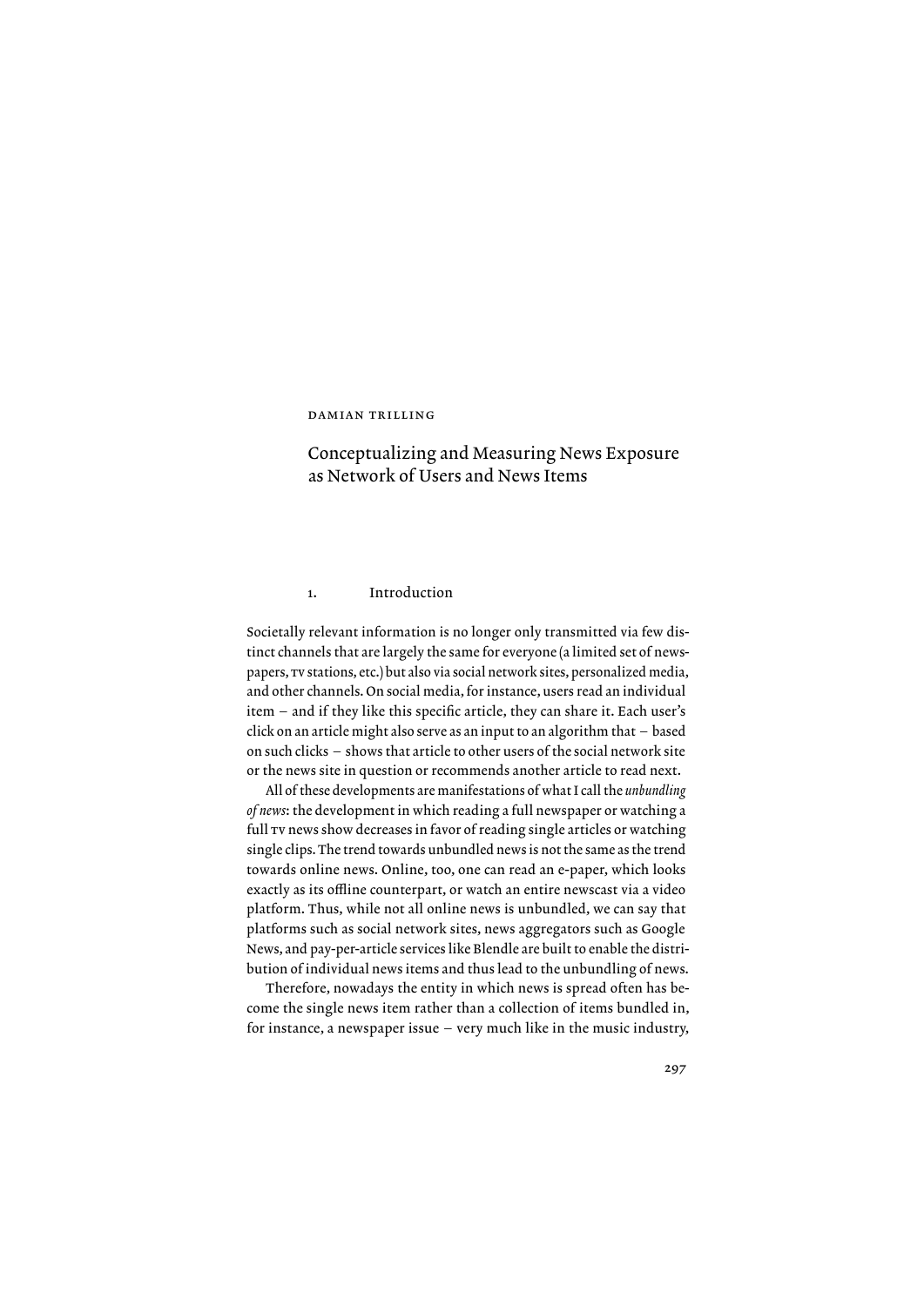DAMIAN TRILLING

# Conceptualizing and Measuring News Exposure as Network of Users and News Items

## 1. Introduction

Societally relevant information is no longer only transmitted via few distinct channels that are largely the same for everyone (a limited set of newspapers, TV stations, etc.) but also via social network sites, personalized media, and other channels. On social media, for instance, users read an individual item – and if they like this specific article, they can share it. Each user's click on an article might also serve as an input to an algorithm that – based on such clicks – shows that article to other users of the social network site or the news site in question or recommends another article to read next.

All of these developments are manifestations of what I call the *unbundling of news*: the development in which reading a full newspaper or watching a full TV news show decreases in favor of reading single articles or watching single clips. The trend towards unbundled news is not the same as the trend towards online news. Online, too, one can read an e-paper, which looks exactly as its offline counterpart, or watch an entire newscast via a video platform. Thus, while not all online news is unbundled, we can say that platforms such as social network sites, news aggregators such as Google News, and pay-per-article services like Blendle are built to enable the distribution of individual news items and thus lead to the unbundling of news.

Therefore, nowadays the entity in which news is spread often has become the single news item rather than a collection of items bundled in, for instance, a newspaper issue – very much like in the music industry,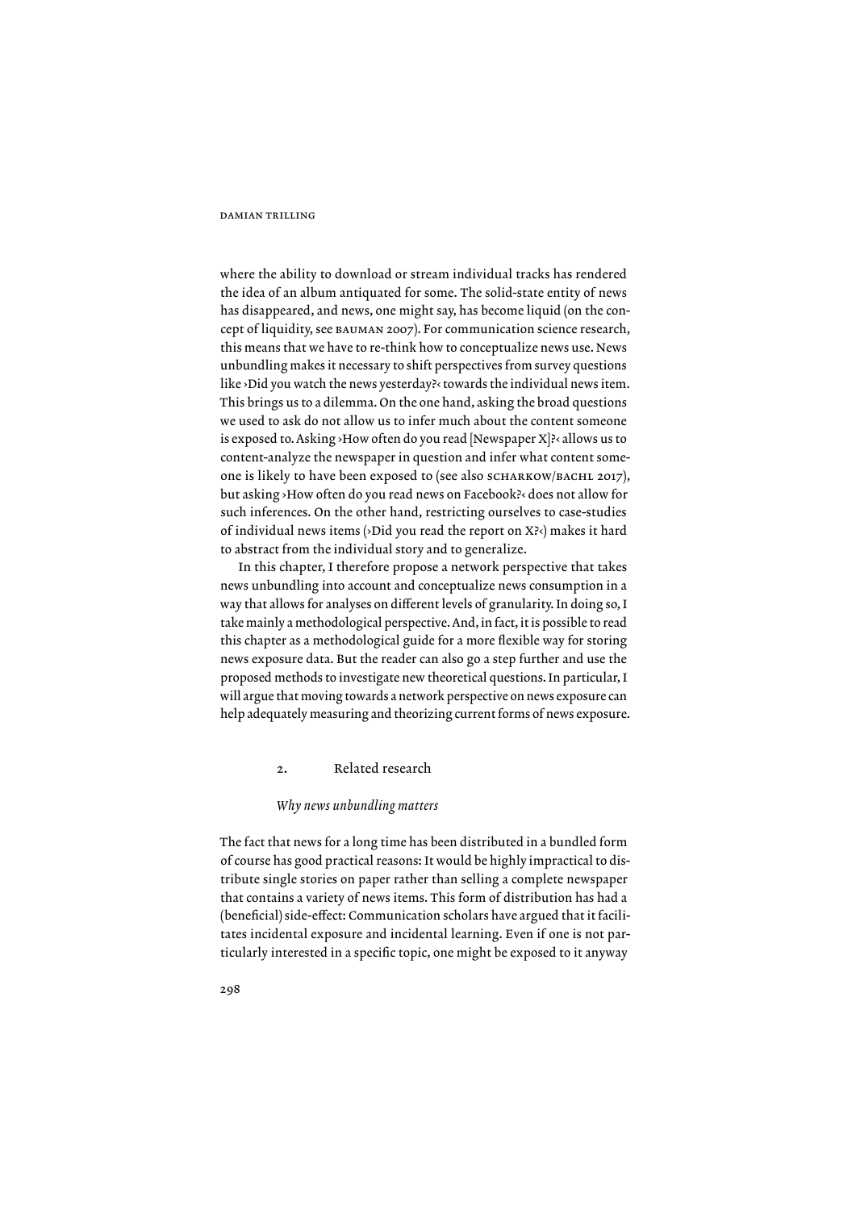where the ability to download or stream individual tracks has rendered the idea of an album antiquated for some. The solid-state entity of news has disappeared, and news, one might say, has become liquid (on the concept of liquidity, see BAUMAN 2007). For communication science research, this means that we have to re-think how to conceptualize news use. News unbundling makes it necessary to shift perspectives from survey questions like ›Did you watch the news yesterday?‹ towards the individual news item. This brings us to a dilemma. On the one hand, asking the broad questions we used to ask do not allow us to infer much about the content someone is exposed to. Asking ›How often do you read [Newspaper X]?‹ allows us to content-analyze the newspaper in question and infer what content someone is likely to have been exposed to (see also SCHARKOW/BACHL 2017), but asking ›How often do you read news on Facebook?‹ does not allow for such inferences. On the other hand, restricting ourselves to case-studies of individual news items (›Did you read the report on X?‹) makes it hard to abstract from the individual story and to generalize.

In this chapter, I therefore propose a network perspective that takes news unbundling into account and conceptualize news consumption in a way that allows for analyses on different levels of granularity. In doing so, I take mainly a methodological perspective. And, in fact, it is possible to read this chapter as a methodological guide for a more flexible way for storing news exposure data. But the reader can also go a step further and use the proposed methods to investigate new theoretical questions. In particular, I will argue that moving towards a network perspective on news exposure can help adequately measuring and theorizing current forms of news exposure.

## 2. Related research

### *Why news unbundling matters*

The fact that news for a long time has been distributed in a bundled form of course has good practical reasons: It would be highly impractical to distribute single stories on paper rather than selling a complete newspaper that contains a variety of news items. This form of distribution has had a (beneficial) side-effect: Communication scholars have argued that it facilitates incidental exposure and incidental learning. Even if one is not particularly interested in a specific topic, one might be exposed to it anyway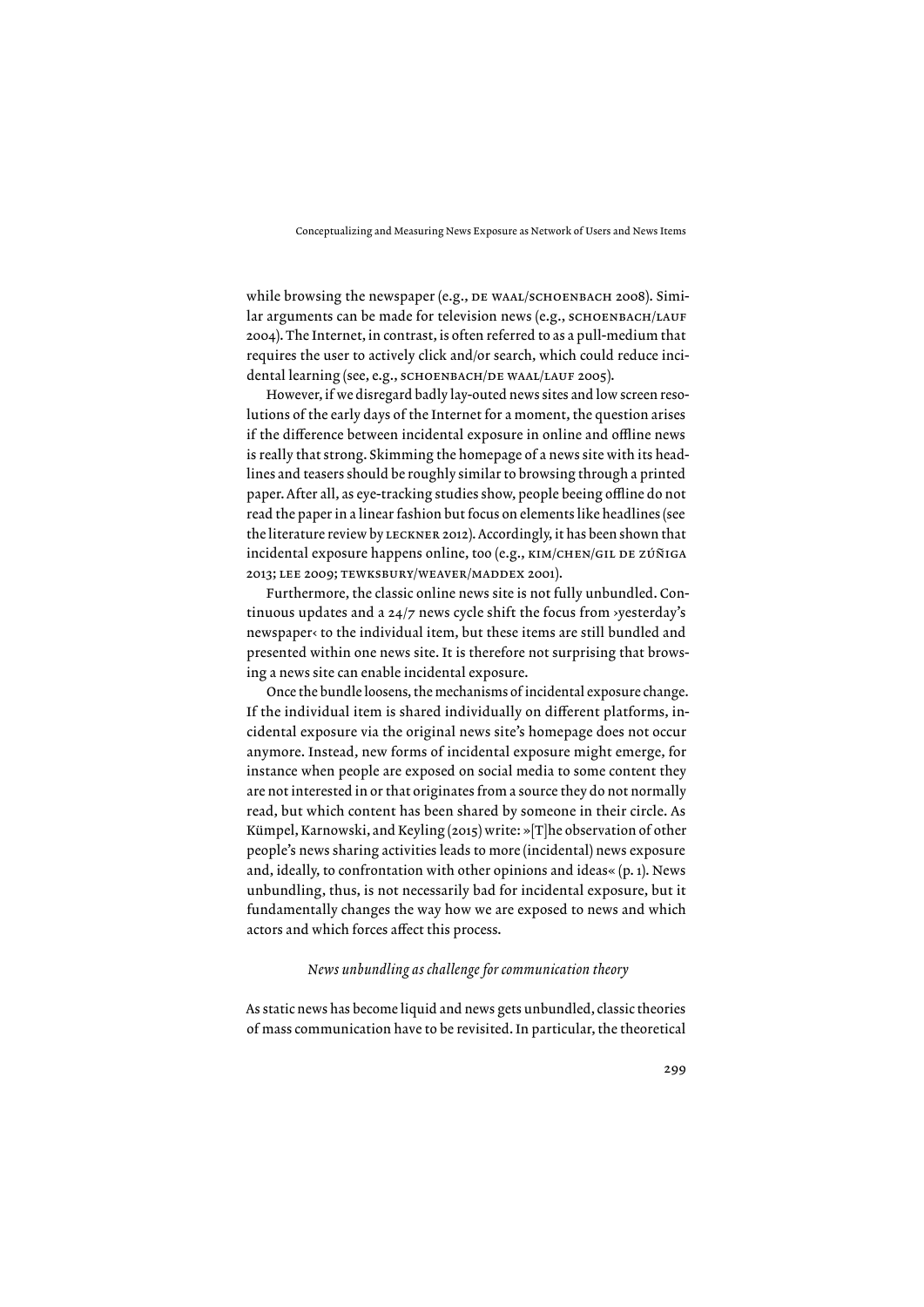while browsing the newspaper (e.g., DE WAAL/SCHOENBACH 2008). Similar arguments can be made for television news (e.g., SCHOENBACH/LAUF 2004). The Internet, in contrast, is often referred to as a pull-medium that requires the user to actively click and/or search, which could reduce incidental learning (see, e.g., SCHOENBACH/DE WAAL/LAUF 2005).

However, if we disregard badly lay-outed news sites and low screen resolutions of the early days of the Internet for a moment, the question arises if the difference between incidental exposure in online and offline news is really that strong. Skimming the homepage of a news site with its headlines and teasers should be roughly similar to browsing through a printed paper. After all, as eye-tracking studies show, people beeing offline do not read the paper in a linear fashion but focus on elements like headlines (see the literature review by LECKNER 2012). Accordingly, it has been shown that incidental exposure happens online, too (e.g., KIM/CHEN/GIL DE ZÚÑIGA 2013; LEE 2009; TEWKSBURY/WEAVER/MADDEX 2001).

Furthermore, the classic online news site is not fully unbundled. Continuous updates and a 24/7 news cycle shift the focus from ›yesterday's newspaper‹ to the individual item, but these items are still bundled and presented within one news site. It is therefore not surprising that browsing a news site can enable incidental exposure.

Once the bundle loosens, the mechanisms of incidental exposure change. If the individual item is shared individually on different platforms, incidental exposure via the original news site's homepage does not occur anymore. Instead, new forms of incidental exposure might emerge, for instance when people are exposed on social media to some content they are not interested in or that originates from a source they do not normally read, but which content has been shared by someone in their circle. As Kümpel, Karnowski, and Keyling (2015) write: »[T]he observation of other people's news sharing activities leads to more (incidental) news exposure and, ideally, to confrontation with other opinions and ideas« (p. 1). News unbundling, thus, is not necessarily bad for incidental exposure, but it fundamentally changes the way how we are exposed to news and which actors and which forces affect this process.

### *News unbundling as challenge for communication theory*

As static news has become liquid and news gets unbundled, classic theories of mass communication have to be revisited. In particular, the theoretical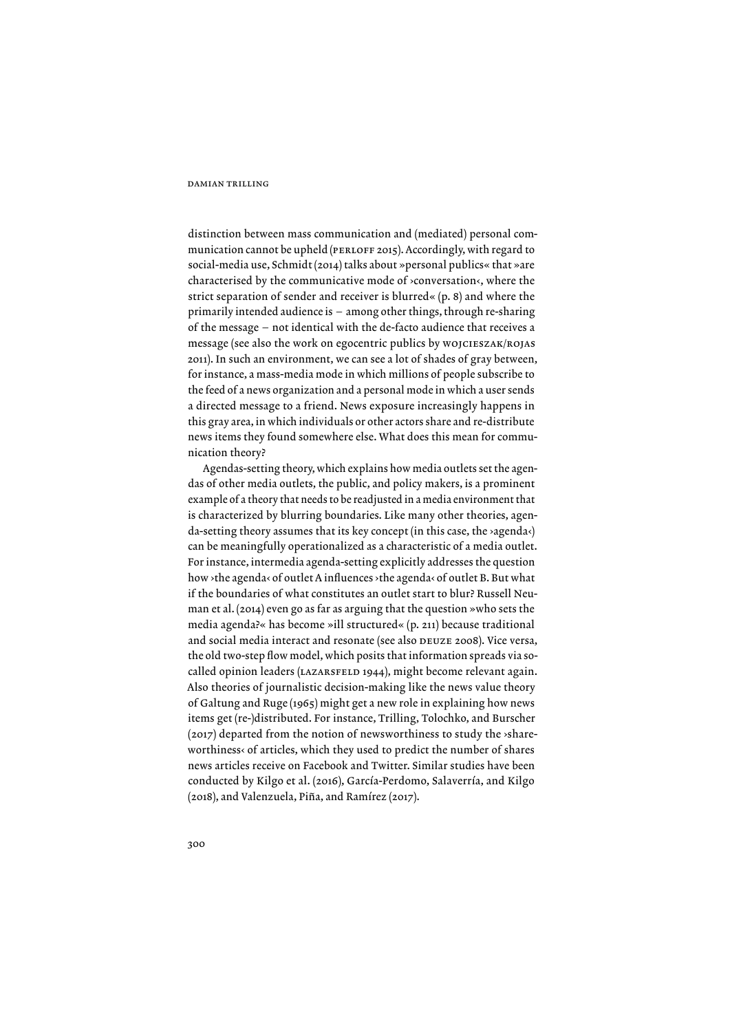distinction between mass communication and (mediated) personal communication cannot be upheld (PERLOFF 2015). Accordingly, with regard to social-media use, Schmidt (2014) talks about »personal publics« that »are characterised by the communicative mode of ›conversation‹, where the strict separation of sender and receiver is blurred« (p. 8) and where the primarily intended audience is – among other things, through re-sharing of the message – not identical with the de-facto audience that receives a message (see also the work on egocentric publics by WOJCIESZAK/ROJAS 2011). In such an environment, we can see a lot of shades of gray between, for instance, a mass-media mode in which millions of people subscribe to the feed of a news organization and a personal mode in which a user sends a directed message to a friend. News exposure increasingly happens in this gray area, in which individuals or other actors share and re-distribute news items they found somewhere else. What does this mean for communication theory?

Agendas-setting theory, which explains how media outlets set the agendas of other media outlets, the public, and policy makers, is a prominent example of a theory that needs to be readjusted in a media environment that is characterized by blurring boundaries. Like many other theories, agenda-setting theory assumes that its key concept (in this case, the ›agenda‹) can be meaningfully operationalized as a characteristic of a media outlet. For instance, intermedia agenda-setting explicitly addresses the question how ›the agenda‹ of outlet A influences ›the agenda‹ of outlet B. But what if the boundaries of what constitutes an outlet start to blur? Russell Neuman et al. (2014) even go as far as arguing that the question »who sets the media agenda?« has become »ill structured« (p. 211) because traditional and social media interact and resonate (see also DEUZE 2008). Vice versa, the old two-step flow model, which posits that information spreads via so-called opinion leaders (LAZARSFELD 1944), might become relevant again. Also theories of journalistic decision-making like the news value theory of Galtung and Ruge (1965) might get a new role in explaining how news items get (re-)distributed. For instance, Trilling, Tolochko, and Burscher (2017) departed from the notion of newsworthiness to study the ›shareworthiness‹ of articles, which they used to predict the number of shares news articles receive on Facebook and Twitter. Similar studies have been conducted by Kilgo et al. (2016), García-Perdomo, Salaverría, and Kilgo (2018), and Valenzuela, Piña, and Ramírez (2017).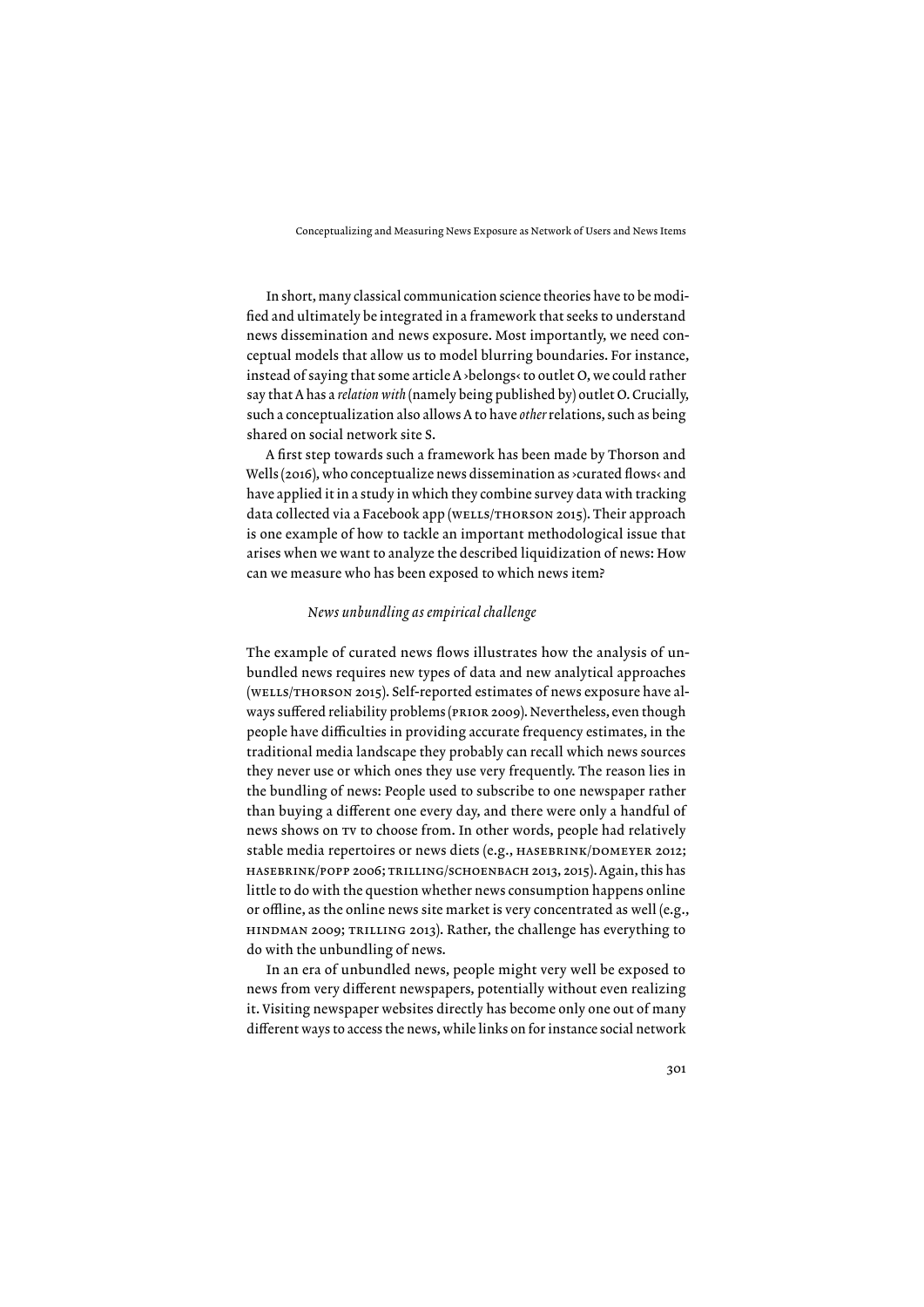In short, many classical communication science theories have to be modified and ultimately be integrated in a framework that seeks to understand news dissemination and news exposure. Most importantly, we need conceptual models that allow us to model blurring boundaries. For instance, instead of saying that some article A ›belongs‹ to outlet O, we could rather say that A has a *relation with* (namely being published by) outlet O. Crucially, such a conceptualization also allows A to have *other* relations, such as being shared on social network site S.

A first step towards such a framework has been made by Thorson and Wells (2016), who conceptualize news dissemination as ›curated flows‹ and have applied it in a study in which they combine survey data with tracking data collected via a Facebook app (WELLS/THORSON 2015). Their approach is one example of how to tackle an important methodological issue that arises when we want to analyze the described liquidization of news: How can we measure who has been exposed to which news item?

### *News unbundling as empirical challenge*

The example of curated news flows illustrates how the analysis of unbundled news requires new types of data and new analytical approaches (WELLS/THORSON 2015). Self-reported estimates of news exposure have always suffered reliability problems (PRIOR 2009). Nevertheless, even though people have difficulties in providing accurate frequency estimates, in the traditional media landscape they probably can recall which news sources they never use or which ones they use very frequently. The reason lies in the bundling of news: People used to subscribe to one newspaper rather than buying a different one every day, and there were only a handful of news shows on TV to choose from. In other words, people had relatively stable media repertoires or news diets (e.g., HASEBRINK/DOMEYER 2012; HASEBRINK/POPP 2006; TRILLING/SCHOENBACH 2013, 2015). Again, this has little to do with the question whether news consumption happens online or offline, as the online news site market is very concentrated as well (e.g., HINDMAN 2009; TRILLING 2013). Rather, the challenge has everything to do with the unbundling of news.

In an era of unbundled news, people might very well be exposed to news from very different newspapers, potentially without even realizing it. Visiting newspaper websites directly has become only one out of many different ways to access the news, while links on for instance social network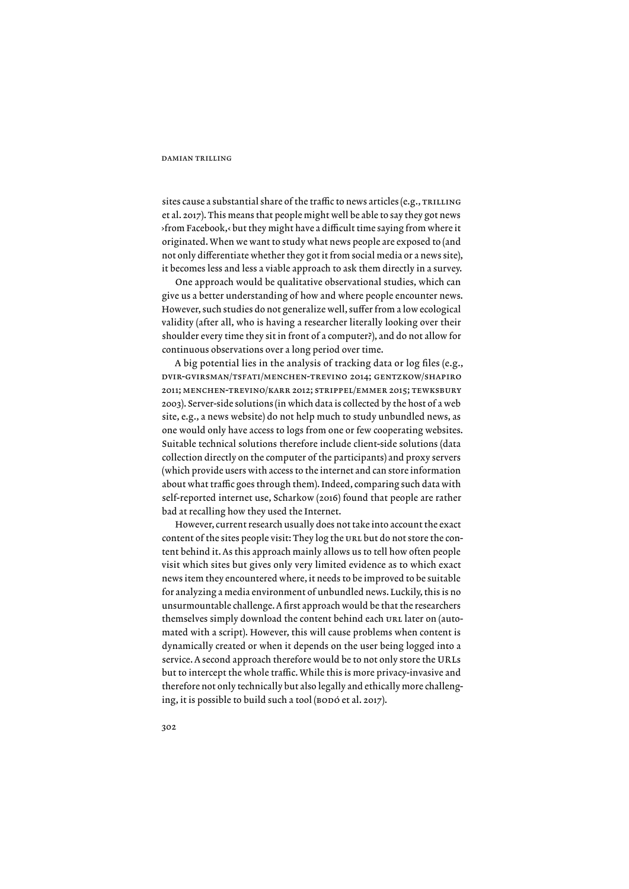sites cause a substantial share of the traffic to news articles (e.g., TRILLING et al. 2017). This means that people might well be able to say they got news ›from Facebook,‹ but they might have a difficult time saying from where it originated. When we want to study what news people are exposed to (and not only differentiate whether they got it from social media or a news site), it becomes less and less a viable approach to ask them directly in a survey.

One approach would be qualitative observational studies, which can give us a better understanding of how and where people encounter news. However, such studies do not generalize well, suffer from a low ecological validity (after all, who is having a researcher literally looking over their shoulder every time they sit in front of a computer?), and do not allow for continuous observations over a long period over time.

A big potential lies in the analysis of tracking data or log files (e.g., DVIR-GVIRSMAN/TSFATI/MENCHEN-TREVINO 2014; GENTZKOW/SHAPIRO 2011; MENCHEN-TREVINO/KARR 2012; STRIPPEL/EMMER 2015; TEWKSBURY 2003). Server-side solutions (in which data is collected by the host of a web site, e.g., a news website) do not help much to study unbundled news, as one would only have access to logs from one or few cooperating websites. Suitable technical solutions therefore include client-side solutions (data collection directly on the computer of the participants) and proxy servers (which provide users with access to the internet and can store information about what traffic goes through them). Indeed, comparing such data with self-reported internet use, Scharkow (2016) found that people are rather bad at recalling how they used the Internet.

However, current research usually does not take into account the exact content of the sites people visit: They log the URL but do not store the content behind it. As this approach mainly allows us to tell how often people visit which sites but gives only very limited evidence as to which exact news item they encountered where, it needs to be improved to be suitable for analyzing a media environment of unbundled news. Luckily, this is no unsurmountable challenge. A first approach would be that the researchers themselves simply download the content behind each URL later on (automated with a script). However, this will cause problems when content is dynamically created or when it depends on the user being logged into a service. A second approach therefore would be to not only store the URLs but to intercept the whole traffic. While this is more privacy-invasive and therefore not only technically but also legally and ethically more challenging, it is possible to build such a tool (BODÓ et al. 2017).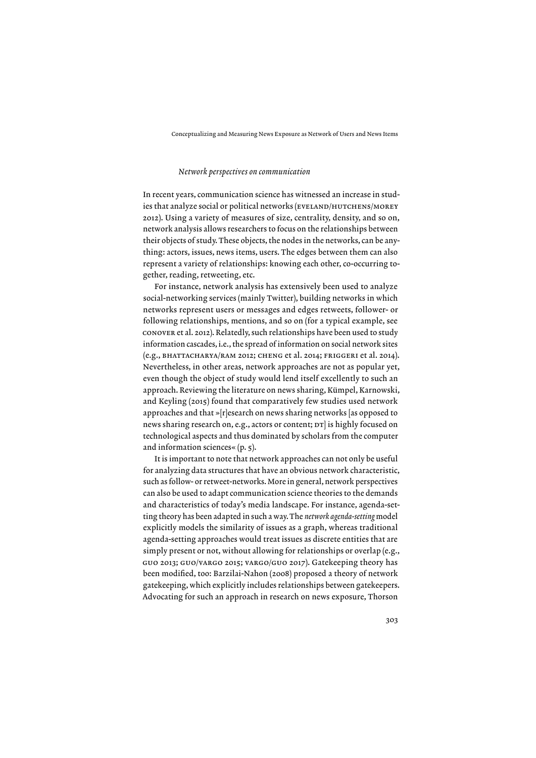### *Network perspectives on communication*

In recent years, communication science has witnessed an increase in studies that analyze social or political networks (EVELAND/HUTCHENS/MOREY 2012). Using a variety of measures of size, centrality, density, and so on, network analysis allows researchers to focus on the relationships between their objects of study. These objects, the nodes in the networks, can be anything: actors, issues, news items, users. The edges between them can also represent a variety of relationships: knowing each other, co-occurring together, reading, retweeting, etc.

For instance, network analysis has extensively been used to analyze social-networking services (mainly Twitter), building networks in which networks represent users or messages and edges retweets, follower- or following relationships, mentions, and so on (for a typical example, see CONOVER et al. 2012). Relatedly, such relationships have been used to study information cascades, i.e., the spread of information on social network sites (e.g., BHATTACHARYA/RAM 2012; CHENG et al. 2014; FRIGGERI et al. 2014). Nevertheless, in other areas, network approaches are not as popular yet, even though the object of study would lend itself excellently to such an approach. Reviewing the literature on news sharing, Kümpel, Karnowski, and Keyling (2015) found that comparatively few studies used network approaches and that »[r]esearch on news sharing networks [as opposed to news sharing research on, e.g., actors or content; DT] is highly focused on technological aspects and thus dominated by scholars from the computer and information sciences« (p. 5).

It is important to note that network approaches can not only be useful for analyzing data structures that have an obvious network characteristic, such as follow- or retweet-networks. More in general, network perspectives can also be used to adapt communication science theories to the demands and characteristics of today's media landscape. For instance, agenda-setting theory has been adapted in such a way. The *network agenda-setting* model explicitly models the similarity of issues as a graph, whereas traditional agenda-setting approaches would treat issues as discrete entities that are simply present or not, without allowing for relationships or overlap (e.g., GUO 2013; GUO/VARGO 2015; VARGO/GUO 2017). Gatekeeping theory has been modified, too: Barzilai-Nahon (2008) proposed a theory of network gatekeeping, which explicitly includes relationships between gatekeepers. Advocating for such an approach in research on news exposure, Thorson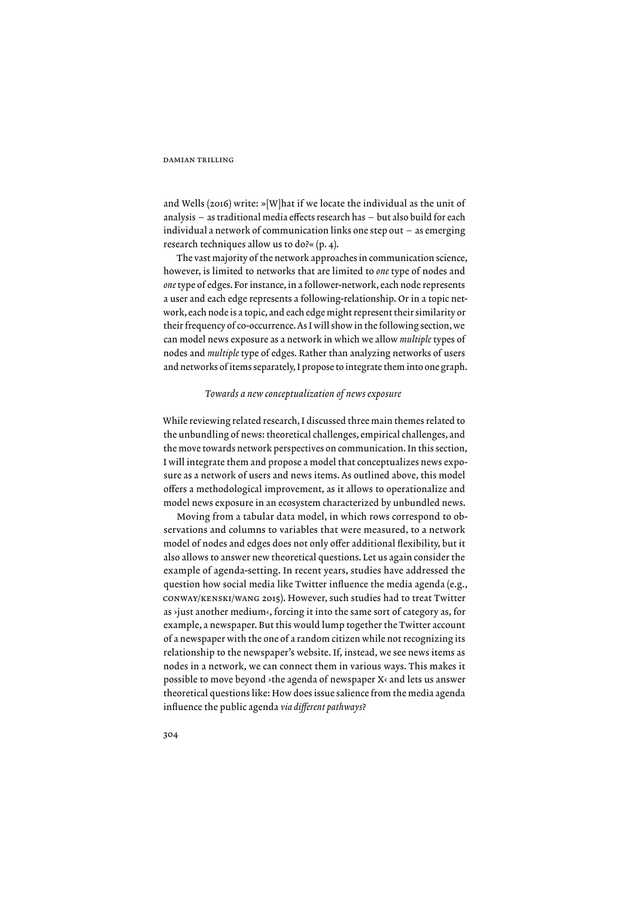and Wells (2016) write: »[W]hat if we locate the individual as the unit of analysis – as traditional media effects research has – but also build for each individual a network of communication links one step out – as emerging research techniques allow us to do?« (p. 4).

The vast majority of the network approaches in communication science, however, is limited to networks that are limited to *one* type of nodes and *one* type of edges. For instance, in a follower-network, each node represents a user and each edge represents a following-relationship. Or in a topic network, each node is a topic, and each edge might represent their similarity or their frequency of co-occurrence. As I will show in the following section, we can model news exposure as a network in which we allow *multiple* types of nodes and *multiple* type of edges. Rather than analyzing networks of users and networks of items separately, I propose to integrate them into one graph.

### *Towards a new conceptualization of news exposure*

While reviewing related research, I discussed three main themes related to the unbundling of news: theoretical challenges, empirical challenges, and the move towards network perspectives on communication. In this section, I will integrate them and propose a model that conceptualizes news exposure as a network of users and news items. As outlined above, this model offers a methodological improvement, as it allows to operationalize and model news exposure in an ecosystem characterized by unbundled news.

Moving from a tabular data model, in which rows correspond to observations and columns to variables that were measured, to a network model of nodes and edges does not only offer additional flexibility, but it also allows to answer new theoretical questions. Let us again consider the example of agenda-setting. In recent years, studies have addressed the question how social media like Twitter influence the media agenda (e.g., CONWAY/KENSKI/WANG 2015). However, such studies had to treat Twitter as ›just another medium‹, forcing it into the same sort of category as, for example, a newspaper. But this would lump together the Twitter account of a newspaper with the one of a random citizen while not recognizing its relationship to the newspaper's website. If, instead, we see news items as nodes in a network, we can connect them in various ways. This makes it possible to move beyond ›the agenda of newspaper X‹ and lets us answer theoretical questions like: How does issue salience from the media agenda influence the public agenda *via different pathways*?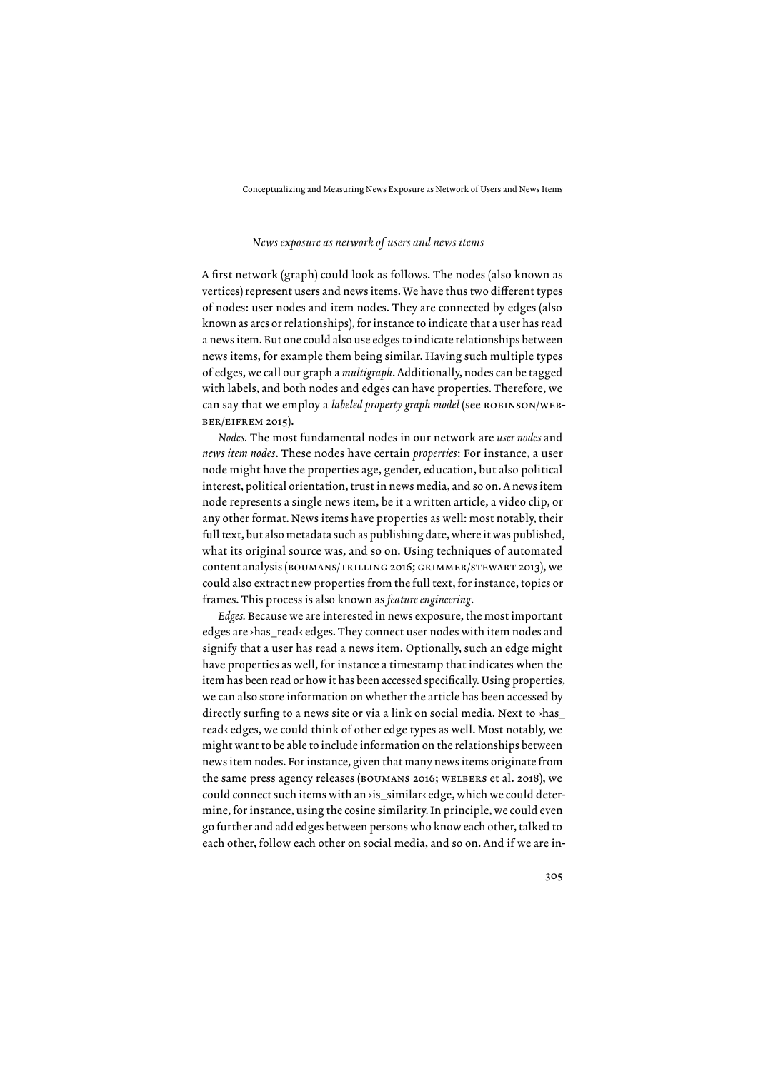### *News exposure as network of users and news items*

A first network (graph) could look as follows. The nodes (also known as vertices) represent users and news items. We have thus two different types of nodes: user nodes and item nodes. They are connected by edges (also known as arcs or relationships), for instance to indicate that a user has read a news item. But one could also use edges to indicate relationships between news items, for example them being similar. Having such multiple types of edges, we call our graph a *multigraph*. Additionally, nodes can be tagged with labels, and both nodes and edges can have properties. Therefore, we can say that we employ a *labeled property graph model* (see ROBINSON/WEBBER/EIFREM 2015).

*Nodes.* The most fundamental nodes in our network are *user nodes* and *news item nodes*. These nodes have certain *properties*: For instance, a user node might have the properties age, gender, education, but also political interest, political orientation, trust in news media, and so on. A news item node represents a single news item, be it a written article, a video clip, or any other format. News items have properties as well: most notably, their full text, but also metadata such as publishing date, where it was published, what its original source was, and so on. Using techniques of automated content analysis (BOUMANS/TRILLING 2016; GRIMMER/STEWART 2013), we could also extract new properties from the full text, for instance, topics or frames. This process is also known as *feature engineering*.

*Edges.* Because we are interested in news exposure, the most important edges are ›has_read‹ edges. They connect user nodes with item nodes and signify that a user has read a news item. Optionally, such an edge might have properties as well, for instance a timestamp that indicates when the item has been read or how it has been accessed specifically. Using properties, we can also store information on whether the article has been accessed by directly surfing to a news site or via a link on social media. Next to ›has_read‹ edges, we could think of other edge types as well. Most notably, we might want to be able to include information on the relationships between news item nodes. For instance, given that many news items originate from the same press agency releases (BOUMANS 2016; WELBERS et al. 2018), we could connect such items with an ›is_similar‹ edge, which we could determine, for instance, using the cosine similarity. In principle, we could even go further and add edges between persons who know each other, talked to each other, follow each other on social media, and so on. And if we are in-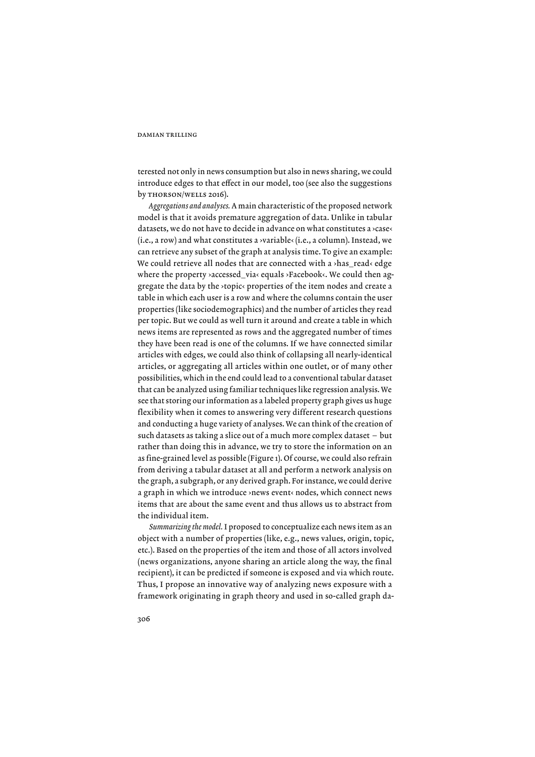terested not only in news consumption but also in news sharing, we could introduce edges to that effect in our model, too (see also the suggestions by THORSON/WELLS 2016).

*Aggregations and analyses.* A main characteristic of the proposed network model is that it avoids premature aggregation of data. Unlike in tabular datasets, we do not have to decide in advance on what constitutes a ›case‹ (i.e., a row) and what constitutes a ›variable‹ (i.e., a column). Instead, we can retrieve any subset of the graph at analysis time. To give an example: We could retrieve all nodes that are connected with a ›has_read‹ edge where the property ›accessed_via‹ equals ›Facebook‹. We could then aggregate the data by the ›topic‹ properties of the item nodes and create a table in which each user is a row and where the columns contain the user properties (like sociodemographics) and the number of articles they read per topic. But we could as well turn it around and create a table in which news items are represented as rows and the aggregated number of times they have been read is one of the columns. If we have connected similar articles with edges, we could also think of collapsing all nearly-identical articles, or aggregating all articles within one outlet, or of many other possibilities, which in the end could lead to a conventional tabular dataset that can be analyzed using familiar techniques like regression analysis. We see that storing our information as a labeled property graph gives us huge flexibility when it comes to answering very different research questions and conducting a huge variety of analyses. We can think of the creation of such datasets as taking a slice out of a much more complex dataset – but rather than doing this in advance, we try to store the information on an as fine-grained level as possible (Figure 1). Of course, we could also refrain from deriving a tabular dataset at all and perform a network analysis on the graph, a subgraph, or any derived graph. For instance, we could derive a graph in which we introduce ›news event‹ nodes, which connect news items that are about the same event and thus allows us to abstract from the individual item.

*Summarizing the model.* I proposed to conceptualize each news item as an object with a number of properties (like, e.g., news values, origin, topic, etc.). Based on the properties of the item and those of all actors involved (news organizations, anyone sharing an article along the way, the final recipient), it can be predicted if someone is exposed and via which route. Thus, I propose an innovative way of analyzing news exposure with a framework originating in graph theory and used in so-called graph da-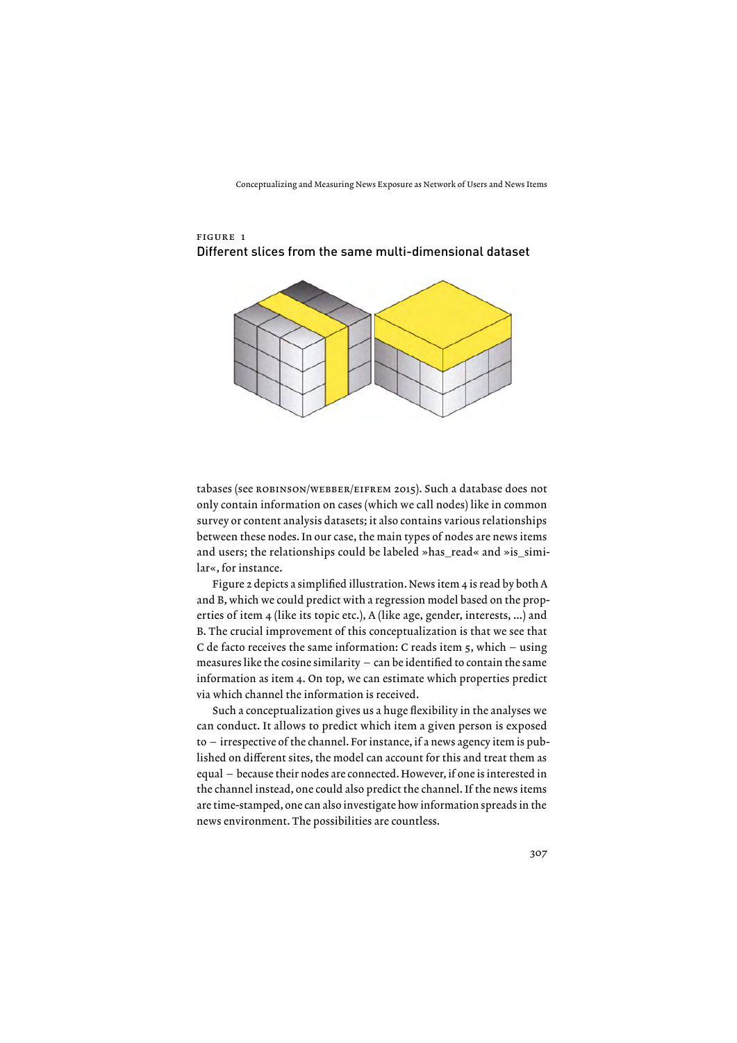FIGURE 1
Different slices from the same multi-dimensional dataset

tabases (see ROBINSON/WEBBER/EIFREM 2015). Such a database does not only contain information on cases (which we call nodes) like in common survey or content analysis datasets; it also contains various relationships between these nodes. In our case, the main types of nodes are news items and users; the relationships could be labeled »has_read« and »is_similar«, for instance.

Figure 2 depicts a simplified illustration. News item 4 is read by both A and B, which we could predict with a regression model based on the properties of item 4 (like its topic etc.), A (like age, gender, interests, ...) and B. The crucial improvement of this conceptualization is that we see that C de facto receives the same information: C reads item 5, which – using measures like the cosine similarity – can be identified to contain the same information as item 4. On top, we can estimate which properties predict via which channel the information is received.

Such a conceptualization gives us a huge flexibility in the analyses we can conduct. It allows to predict which item a given person is exposed to – irrespective of the channel. For instance, if a news agency item is published on different sites, the model can account for this and treat them as equal – because their nodes are connected. However, if one is interested in the channel instead, one could also predict the channel. If the news items are time-stamped, one can also investigate how information spreads in the news environment. The possibilities are countless.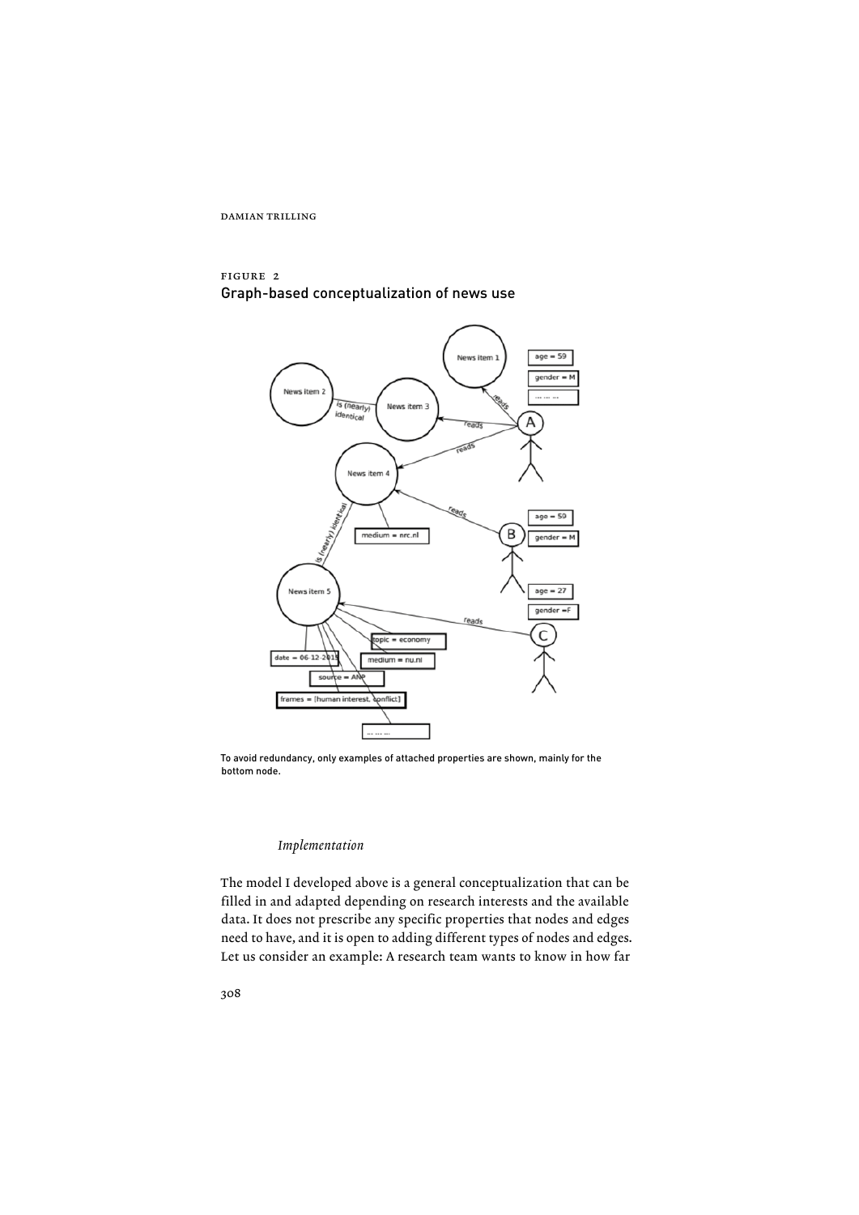FIGURE 2
Graph-based conceptualization of news use

News item 1
News item 2
News item 3
News item 4
News item 5
is (nearly) identical
reads
reads
reads
reads
reads
is (nearly) identical
A
B
C
age = 59
gender = M
... ... ...
age = 50
gender = M
age = 27
gender =F
medium = nrc.nl
topic = economy
medium = nu.nl
date = 06-12-2015
source = ANP
frames = [human interest, conflict]
... ... ...

To avoid redundancy, only examples of attached properties are shown, mainly for the bottom node.

### *Implementation*

The model I developed above is a general conceptualization that can be filled in and adapted depending on research interests and the available data. It does not prescribe any specific properties that nodes and edges need to have, and it is open to adding different types of nodes and edges. Let us consider an example: A research team wants to know in how far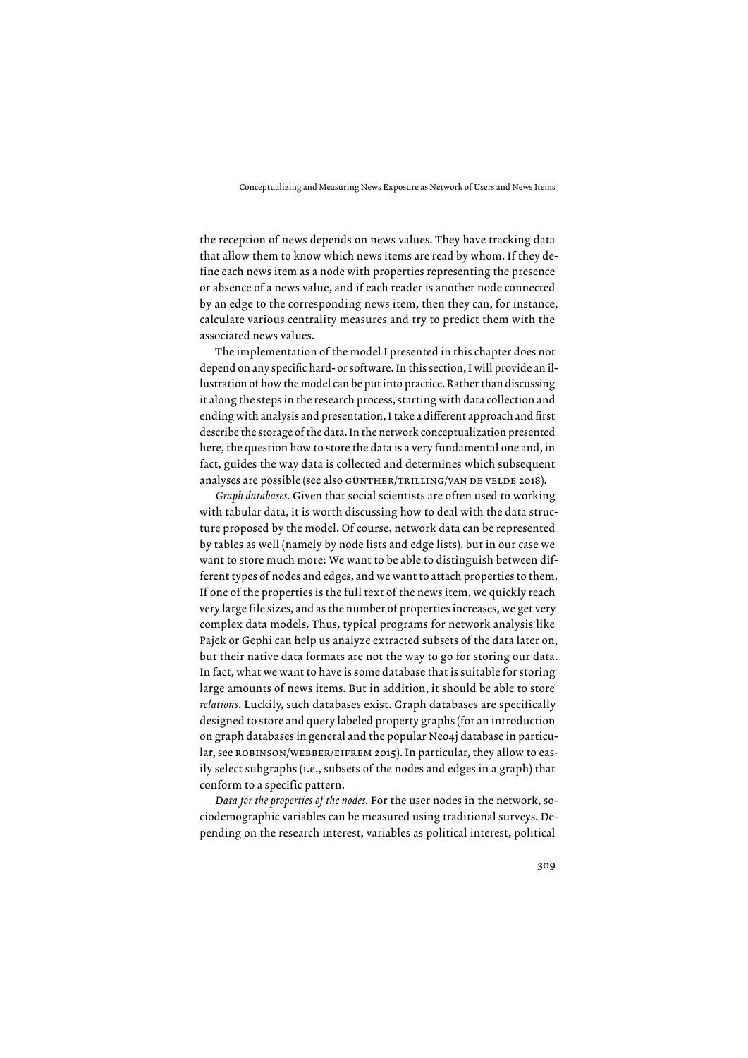the reception of news depends on news values. They have tracking data that allow them to know which news items are read by whom. If they define each news item as a node with properties representing the presence or absence of a news value, and if each reader is another node connected by an edge to the corresponding news item, then they can, for instance, calculate various centrality measures and try to predict them with the associated news values.

The implementation of the model I presented in this chapter does not depend on any specific hard- or software. In this section, I will provide an illustration of how the model can be put into practice. Rather than discussing it along the steps in the research process, starting with data collection and ending with analysis and presentation, I take a different approach and first describe the storage of the data. In the network conceptualization presented here, the question how to store the data is a very fundamental one and, in fact, guides the way data is collected and determines which subsequent analyses are possible (see also GÜNTHER/TRILLING/VAN DE VELDE 2018).

*Graph databases.* Given that social scientists are often used to working with tabular data, it is worth discussing how to deal with the data structure proposed by the model. Of course, network data can be represented by tables as well (namely by node lists and edge lists), but in our case we want to store much more: We want to be able to distinguish between different types of nodes and edges, and we want to attach properties to them. If one of the properties is the full text of the news item, we quickly reach very large file sizes, and as the number of properties increases, we get very complex data models. Thus, typical programs for network analysis like Pajek or Gephi can help us analyze extracted subsets of the data later on, but their native data formats are not the way to go for storing our data. In fact, what we want to have is some database that is suitable for storing large amounts of news items. But in addition, it should be able to store *relations*. Luckily, such databases exist. Graph databases are specifically designed to store and query labeled property graphs (for an introduction on graph databases in general and the popular Neo4j database in particular, see ROBINSON/WEBBER/EIFREM 2015). In particular, they allow to easily select subgraphs (i.e., subsets of the nodes and edges in a graph) that conform to a specific pattern.

*Data for the properties of the nodes.* For the user nodes in the network, sociodemographic variables can be measured using traditional surveys. Depending on the research interest, variables as political interest, political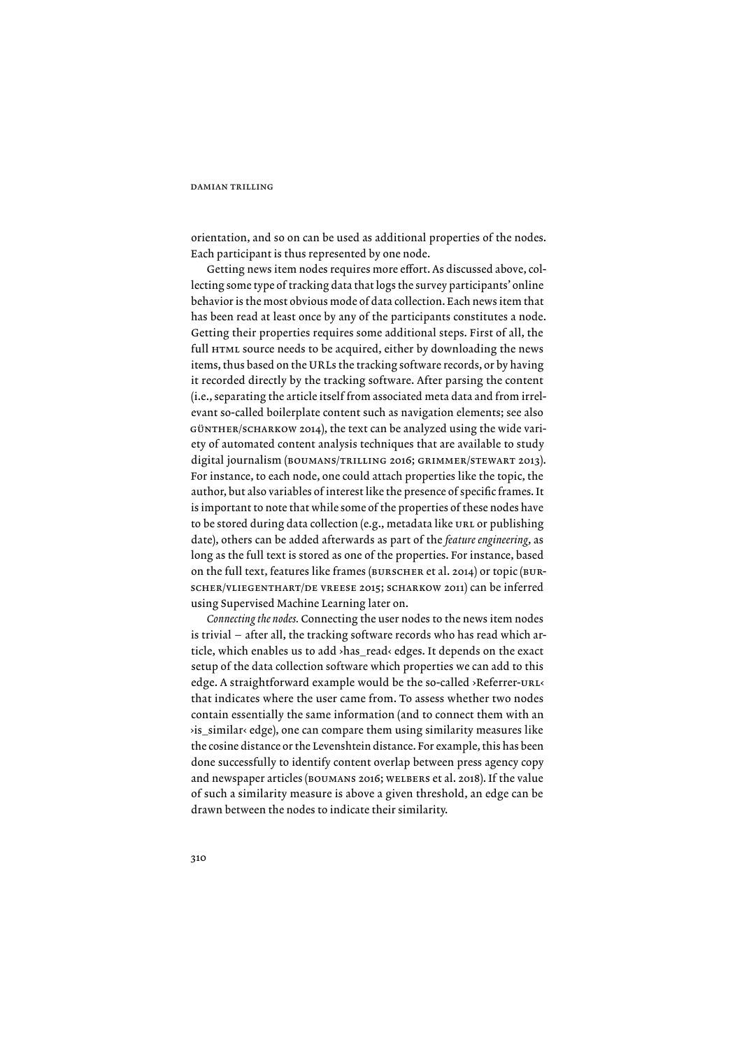orientation, and so on can be used as additional properties of the nodes. Each participant is thus represented by one node.

Getting news item nodes requires more effort. As discussed above, collecting some type of tracking data that logs the survey participants' online behavior is the most obvious mode of data collection. Each news item that has been read at least once by any of the participants constitutes a node. Getting their properties requires some additional steps. First of all, the full HTML source needs to be acquired, either by downloading the news items, thus based on the URLs the tracking software records, or by having it recorded directly by the tracking software. After parsing the content (i.e., separating the article itself from associated meta data and from irrelevant so-called boilerplate content such as navigation elements; see also GÜNTHER/SCHARKOW 2014), the text can be analyzed using the wide variety of automated content analysis techniques that are available to study digital journalism (BOUMANS/TRILLING 2016; GRIMMER/STEWART 2013). For instance, to each node, one could attach properties like the topic, the author, but also variables of interest like the presence of specific frames. It is important to note that while some of the properties of these nodes have to be stored during data collection (e.g., metadata like URL or publishing date), others can be added afterwards as part of the *feature engineering*, as long as the full text is stored as one of the properties. For instance, based on the full text, features like frames (BURSCHER et al. 2014) or topic (BURSCHER/VLIEGENTHART/DE VREESE 2015; SCHARKOW 2011) can be inferred using Supervised Machine Learning later on.

*Connecting the nodes.* Connecting the user nodes to the news item nodes is trivial – after all, the tracking software records who has read which article, which enables us to add ›has_read‹ edges. It depends on the exact setup of the data collection software which properties we can add to this edge. A straightforward example would be the so-called ›Referrer-URL‹ that indicates where the user came from. To assess whether two nodes contain essentially the same information (and to connect them with an ›is_similar‹ edge), one can compare them using similarity measures like the cosine distance or the Levenshtein distance. For example, this has been done successfully to identify content overlap between press agency copy and newspaper articles (BOUMANS 2016; WELBERS et al. 2018). If the value of such a similarity measure is above a given threshold, an edge can be drawn between the nodes to indicate their similarity.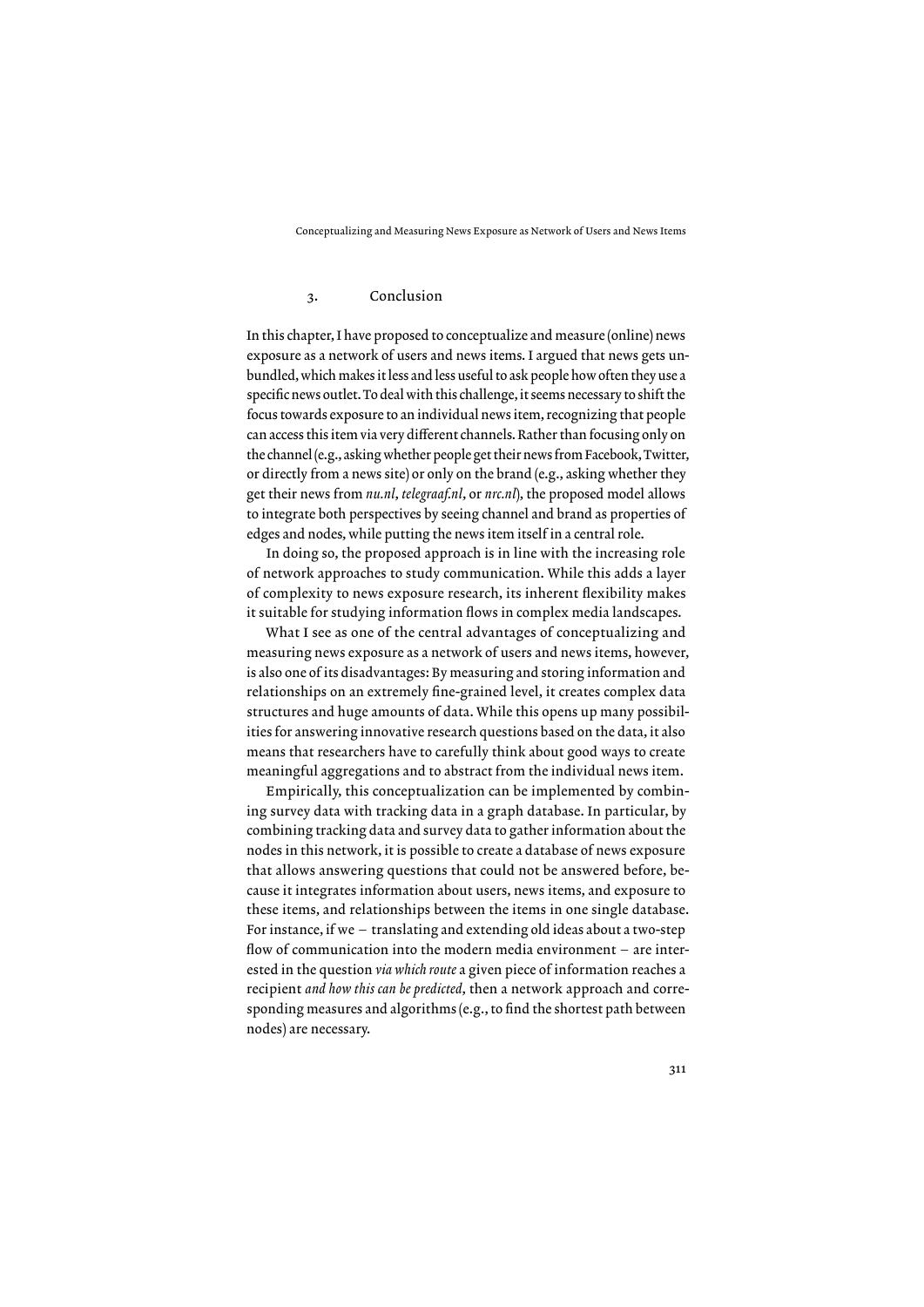## 3. Conclusion

In this chapter, I have proposed to conceptualize and measure (online) news exposure as a network of users and news items. I argued that news gets unbundled, which makes it less and less useful to ask people how often they use a specific news outlet. To deal with this challenge, it seems necessary to shift the focus towards exposure to an individual news item, recognizing that people can access this item via very different channels. Rather than focusing only on the channel (e.g., asking whether people get their news from Facebook, Twitter, or directly from a news site) or only on the brand (e.g., asking whether they get their news from *nu.nl*, *telegraaf.nl*, or *nrc.nl*), the proposed model allows to integrate both perspectives by seeing channel and brand as properties of edges and nodes, while putting the news item itself in a central role.

In doing so, the proposed approach is in line with the increasing role of network approaches to study communication. While this adds a layer of complexity to news exposure research, its inherent flexibility makes it suitable for studying information flows in complex media landscapes.

What I see as one of the central advantages of conceptualizing and measuring news exposure as a network of users and news items, however, is also one of its disadvantages: By measuring and storing information and relationships on an extremely fine-grained level, it creates complex data structures and huge amounts of data. While this opens up many possibilities for answering innovative research questions based on the data, it also means that researchers have to carefully think about good ways to create meaningful aggregations and to abstract from the individual news item.

Empirically, this conceptualization can be implemented by combining survey data with tracking data in a graph database. In particular, by combining tracking data and survey data to gather information about the nodes in this network, it is possible to create a database of news exposure that allows answering questions that could not be answered before, because it integrates information about users, news items, and exposure to these items, and relationships between the items in one single database. For instance, if we – translating and extending old ideas about a two-step flow of communication into the modern media environment – are interested in the question *via which route* a given piece of information reaches a recipient *and how this can be predicted*, then a network approach and corresponding measures and algorithms (e.g., to find the shortest path between nodes) are necessary.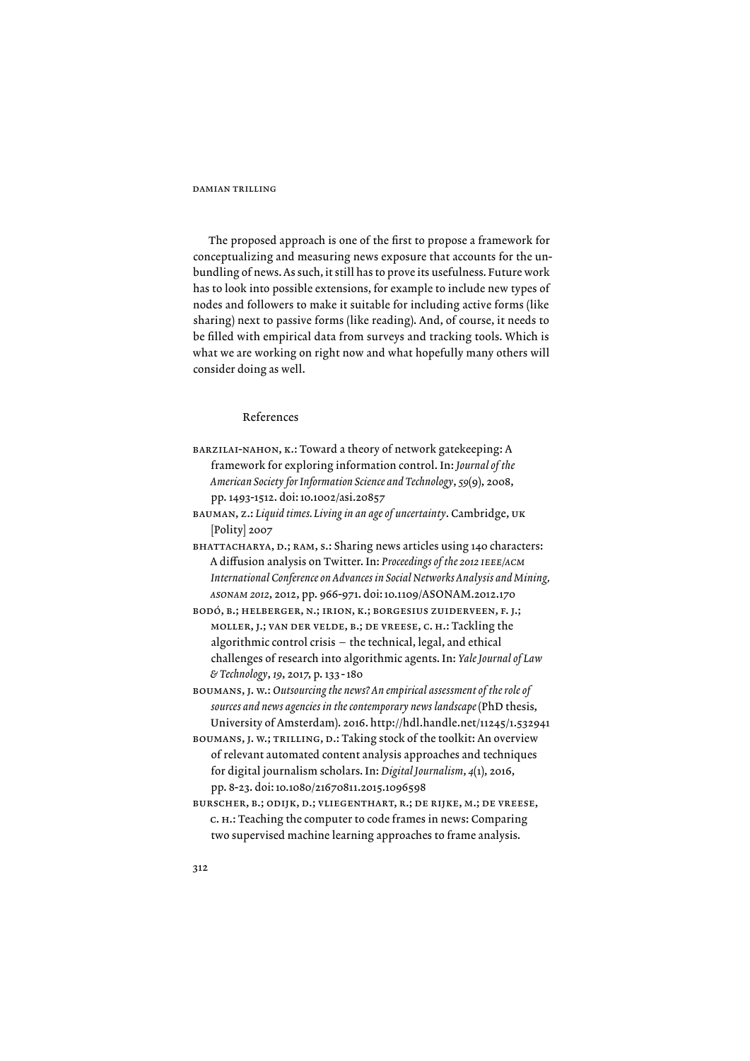The proposed approach is one of the first to propose a framework for conceptualizing and measuring news exposure that accounts for the unbundling of news. As such, it still has to prove its usefulness. Future work has to look into possible extensions, for example to include new types of nodes and followers to make it suitable for including active forms (like sharing) next to passive forms (like reading). And, of course, it needs to be filled with empirical data from surveys and tracking tools. Which is what we are working on right now and what hopefully many others will consider doing as well.

## References

BARZILAI-NAHON, K.: Toward a theory of network gatekeeping: A framework for exploring information control. In: *Journal of the American Society for Information Science and Technology*, *59*(9), 2008, pp. 1493-1512. doi: 10.1002/asi.20857

BAUMAN, Z.: *Liquid times. Living in an age of uncertainty*. Cambridge, UK [Polity] 2007

BHATTACHARYA, D.; RAM, S.: Sharing news articles using 140 characters: A diffusion analysis on Twitter. In: *Proceedings of the 2012 IEEE/ACM International Conference on Advances in Social Networks Analysis and Mining, ASONAM 2012*, 2012, pp. 966-971. doi: 10.1109/ASONAM.2012.170

BODÓ, B.; HELBERGER, N.; IRION, K.; BORGESIUS ZUIDERVEEN, F. J.; MOLLER, J.; VAN DER VELDE, B.; DE VREESE, C. H.: Tackling the algorithmic control crisis – the technical, legal, and ethical challenges of research into algorithmic agents. In: *Yale Journal of Law & Technology*, *19*, 2017, p. 133-180

BOUMANS, J. W.: *Outsourcing the news? An empirical assessment of the role of sources and news agencies in the contemporary news landscape* (PhD thesis, University of Amsterdam). 2016. http://hdl.handle.net/11245/1.532941

BOUMANS, J. W.; TRILLING, D.: Taking stock of the toolkit: An overview of relevant automated content analysis approaches and techniques for digital journalism scholars. In: *Digital Journalism*, *4*(1), 2016, pp. 8-23. doi: 10.1080/21670811.2015.1096598

BURSCHER, B.; ODIJK, D.; VLIEGENTHART, R.; DE RIJKE, M.; DE VREESE, C. H.: Teaching the computer to code frames in news: Comparing two supervised machine learning approaches to frame analysis.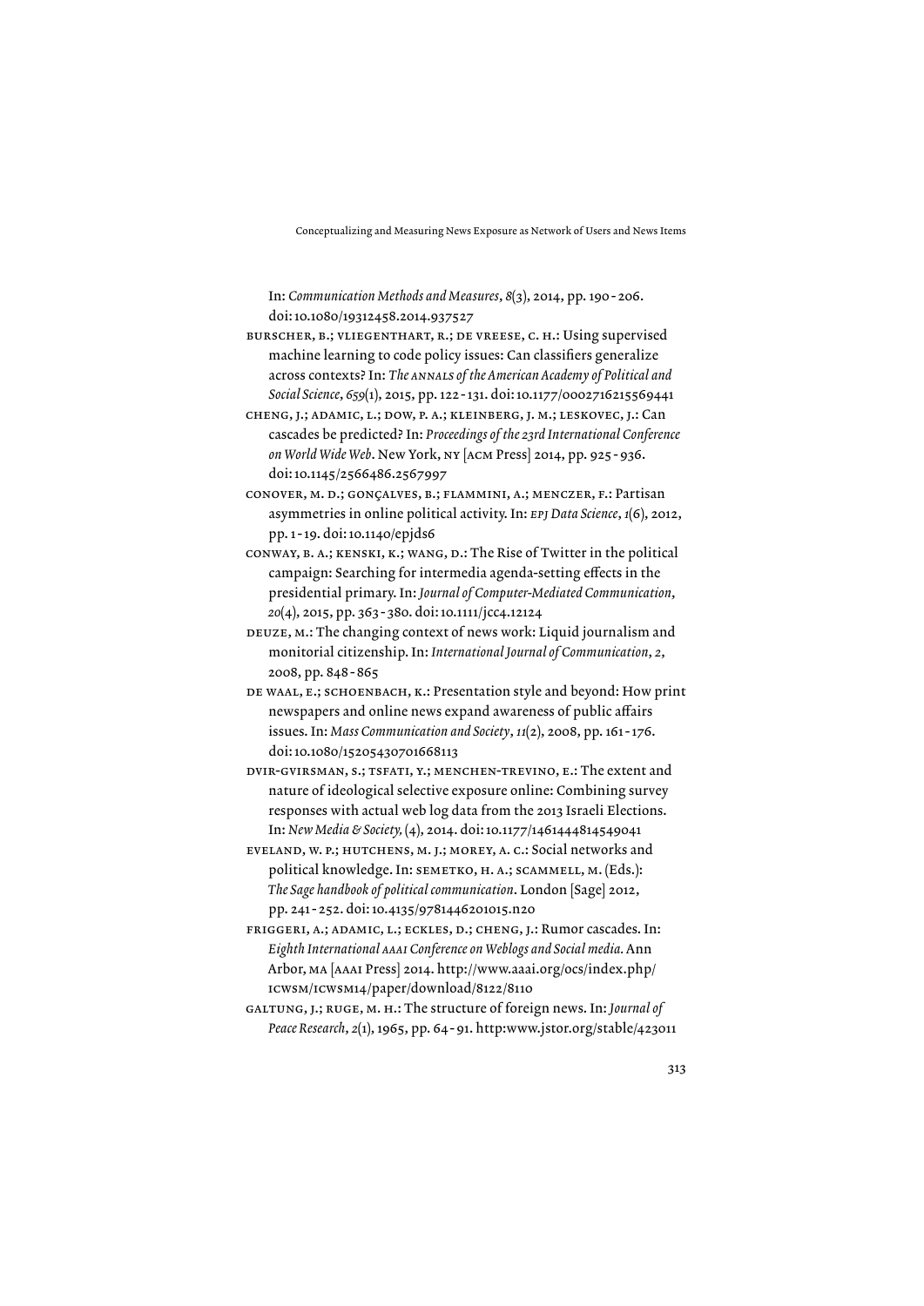In: *Communication Methods and Measures*, *8*(3), 2014, pp. 190-206. doi:10.1080/19312458.2014.937527

BURSCHER, B.; VLIEGENTHART, R.; DE VREESE, C. H.: Using supervised machine learning to code policy issues: Can classifiers generalize across contexts? In: *The ANNALS of the American Academy of Political and Social Science*, *659*(1), 2015, pp. 122-131. doi:10.1177/0002716215569441

CHENG, J.; ADAMIC, L.; DOW, P. A.; KLEINBERG, J. M.; LESKOVEC, J.: Can cascades be predicted? In: *Proceedings of the 23rd International Conference on World Wide Web*. New York, NY [ACM Press] 2014, pp. 925-936. doi:10.1145/2566486.2567997

CONOVER, M. D.; GONÇALVES, B.; FLAMMINI, A.; MENCZER, F.: Partisan asymmetries in online political activity. In: *EPJ Data Science*, *1*(6), 2012, pp. 1-19. doi:10.1140/epjds6

CONWAY, B. A.; KENSKI, K.; WANG, D.: The Rise of Twitter in the political campaign: Searching for intermedia agenda-setting effects in the presidential primary. In: *Journal of Computer-Mediated Communication*, *20*(4), 2015, pp. 363-380. doi:10.1111/jcc4.12124

DEUZE, M.: The changing context of news work: Liquid journalism and monitorial citizenship. In: *International Journal of Communication*, *2*, 2008, pp. 848-865

DE WAAL, E.; SCHOENBACH, K.: Presentation style and beyond: How print newspapers and online news expand awareness of public affairs issues. In: *Mass Communication and Society*, *11*(2), 2008, pp. 161-176. doi:10.1080/15205430701668113

DVIR-GVIRSMAN, S.; TSFATI, Y.; MENCHEN-TREVINO, E.: The extent and nature of ideological selective exposure online: Combining survey responses with actual web log data from the 2013 Israeli Elections. In: *New Media & Society,* (4), 2014. doi:10.1177/1461444814549041

EVELAND, W. P.; HUTCHENS, M. J.; MOREY, A. C.: Social networks and political knowledge. In: SEMETKO, H. A.; SCAMMELL, M. (Eds.): *The Sage handbook of political communication*. London [Sage] 2012, pp. 241-252. doi:10.4135/9781446201015.n20

FRIGGERI, A.; ADAMIC, L.; ECKLES, D.; CHENG, J.: Rumor cascades. In: *Eighth International AAAI Conference on Weblogs and Social media*. Ann Arbor, MA [AAAI Press] 2014. http://www.aaai.org/ocs/index.php/ICWSM/ICWSM14/paper/download/8122/8110

GALTUNG, J.; RUGE, M. H.: The structure of foreign news. In: *Journal of Peace Research*, *2*(1), 1965, pp. 64-91. http:www.jstor.org/stable/423011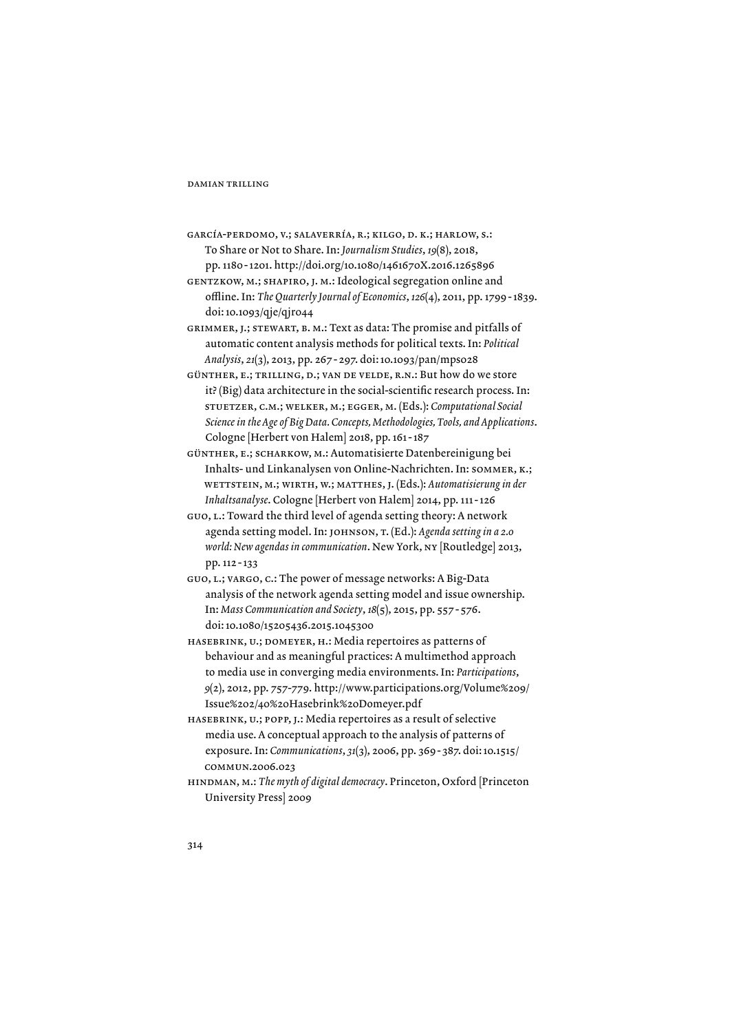GARCÍA-PERDOMO, V.; SALAVERRÍA, R.; KILGO, D. K.; HARLOW, S.: To Share or Not to Share. In: *Journalism Studies*, *19*(8), 2018, pp. 1180-1201. http://doi.org/10.1080/1461670X.2016.1265896

GENTZKOW, M.; SHAPIRO, J. M.: Ideological segregation online and offline. In: *The Quarterly Journal of Economics*, *126*(4), 2011, pp. 1799-1839. doi: 10.1093/qje/qjr044

GRIMMER, J.; STEWART, B. M.: Text as data: The promise and pitfalls of automatic content analysis methods for political texts. In: *Political Analysis*, *21*(3), 2013, pp. 267-297. doi: 10.1093/pan/mps028

GÜNTHER, E.; TRILLING, D.; VAN DE VELDE, R.N.: But how do we store it? (Big) data architecture in the social-scientific research process. In: STUETZER, C.M.; WELKER, M.; EGGER, M. (Eds.): *Computational Social Science in the Age of Big Data. Concepts, Methodologies, Tools, and Applications*. Cologne [Herbert von Halem] 2018, pp. 161-187

GÜNTHER, E.; SCHARKOW, M.: Automatisierte Datenbereinigung bei Inhalts- und Linkanalysen von Online-Nachrichten. In: SOMMER, K.; WETTSTEIN, M.; WIRTH, W.; MATTHES, J. (Eds.): *Automatisierung in der Inhaltsanalyse*. Cologne [Herbert von Halem] 2014, pp. 111-126

GUO, L.: Toward the third level of agenda setting theory: A network agenda setting model. In: JOHNSON, T. (Ed.): *Agenda setting in a 2.0 world: New agendas in communication*. New York, NY [Routledge] 2013, pp. 112-133

GUO, L.; VARGO, C.: The power of message networks: A Big-Data analysis of the network agenda setting model and issue ownership. In: *Mass Communication and Society*, *18*(5), 2015, pp. 557-576. doi: 10.1080/15205436.2015.1045300

HASEBRINK, U.; DOMEYER, H.: Media repertoires as patterns of behaviour and as meaningful practices: A multimethod approach to media use in converging media environments. In: *Participations*, *9*(2), 2012, pp. 757-779. http://www.participations.org/Volume%209/Issue%202/40%20Hasebrink%20Domeyer.pdf

HASEBRINK, U.; POPP, J.: Media repertoires as a result of selective media use. A conceptual approach to the analysis of patterns of exposure. In: *Communications*, *31*(3), 2006, pp. 369-387. doi: 10.1515/COMMUN.2006.023

HINDMAN, M.: *The myth of digital democracy*. Princeton, Oxford [Princeton University Press] 2009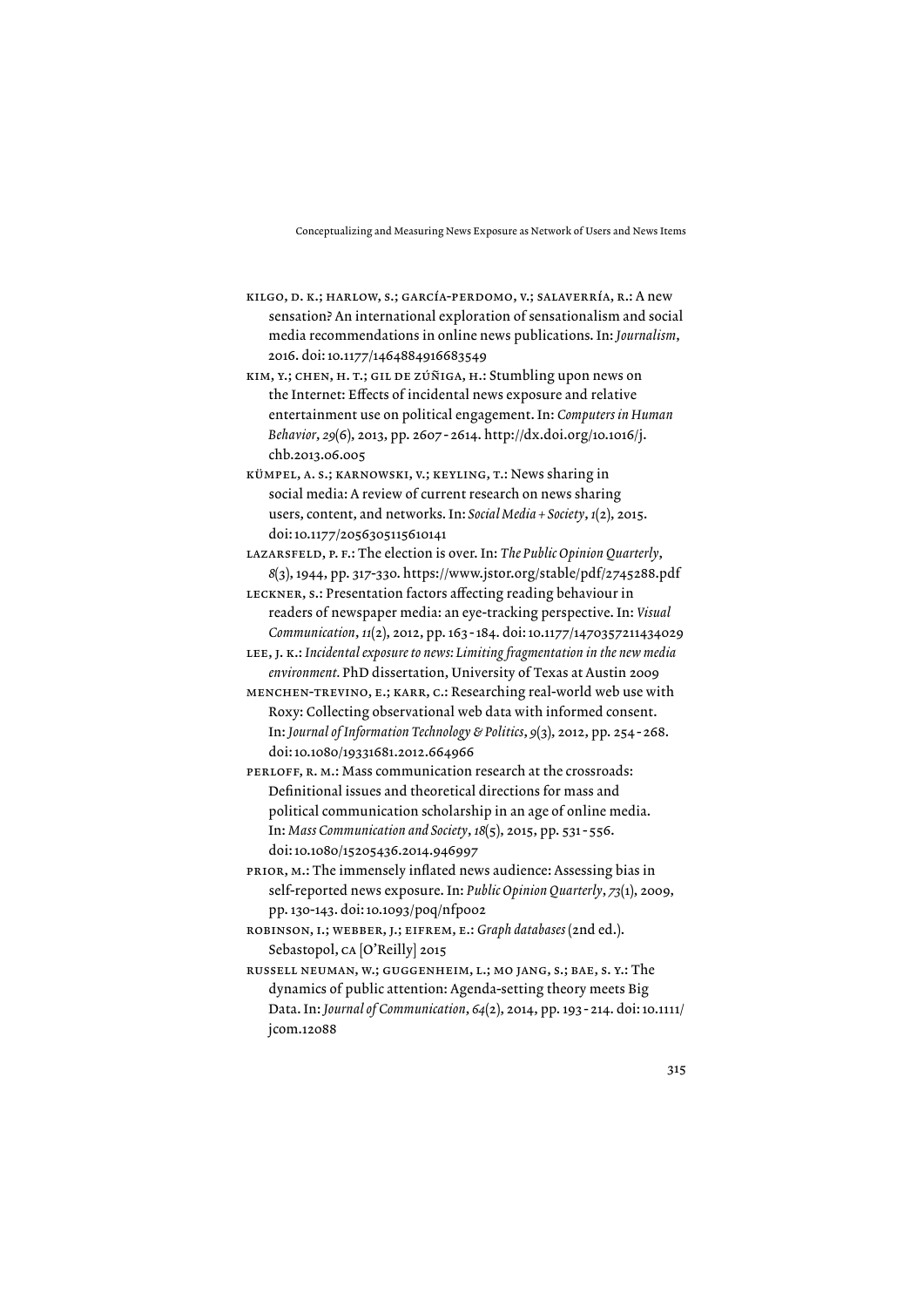KILGO, D. K.; HARLOW, S.; GARCÍA-PERDOMO, V.; SALAVERRÍA, R.: A new sensation? An international exploration of sensationalism and social media recommendations in online news publications. In: *Journalism*, 2016. doi: 10.1177/1464884916683549

KIM, Y.; CHEN, H. T.; GIL DE ZÚÑIGA, H.: Stumbling upon news on the Internet: Effects of incidental news exposure and relative entertainment use on political engagement. In: *Computers in Human Behavior*, *29*(6), 2013, pp. 2607-2614. http://dx.doi.org/10.1016/j.chb.2013.06.005

KÜMPEL, A. S.; KARNOWSKI, V.; KEYLING, T.: News sharing in social media: A review of current research on news sharing users, content, and networks. In: *Social Media + Society*, *1*(2), 2015. doi: 10.1177/2056305115610141

LAZARSFELD, P. F.: The election is over. In: *The Public Opinion Quarterly*, *8*(3), 1944, pp. 317-330. https://www.jstor.org/stable/pdf/2745288.pdf

LECKNER, S.: Presentation factors affecting reading behaviour in readers of newspaper media: an eye-tracking perspective. In: *Visual Communication*, *11*(2), 2012, pp. 163-184. doi: 10.1177/1470357211434029

LEE, J. K.: *Incidental exposure to news: Limiting fragmentation in the new media environment*. PhD dissertation, University of Texas at Austin 2009

MENCHEN-TREVINO, E.; KARR, C.: Researching real-world web use with Roxy: Collecting observational web data with informed consent. In: *Journal of Information Technology & Politics*, *9*(3), 2012, pp. 254-268. doi: 10.1080/19331681.2012.664966

PERLOFF, R. M.: Mass communication research at the crossroads: Definitional issues and theoretical directions for mass and political communication scholarship in an age of online media. In: *Mass Communication and Society*, *18*(5), 2015, pp. 531-556. doi: 10.1080/15205436.2014.946997

PRIOR, M.: The immensely inflated news audience: Assessing bias in self-reported news exposure. In: *Public Opinion Quarterly*, *73*(1), 2009, pp. 130-143. doi: 10.1093/poq/nfp002

ROBINSON, I.; WEBBER, J.; EIFREM, E.: *Graph databases* (2nd ed.). Sebastopol, CA [O'Reilly] 2015

RUSSELL NEUMAN, W.; GUGGENHEIM, L.; MO JANG, S.; BAE, S. Y.: The dynamics of public attention: Agenda-setting theory meets Big Data. In: *Journal of Communication*, *64*(2), 2014, pp. 193-214. doi: 10.1111/jcom.12088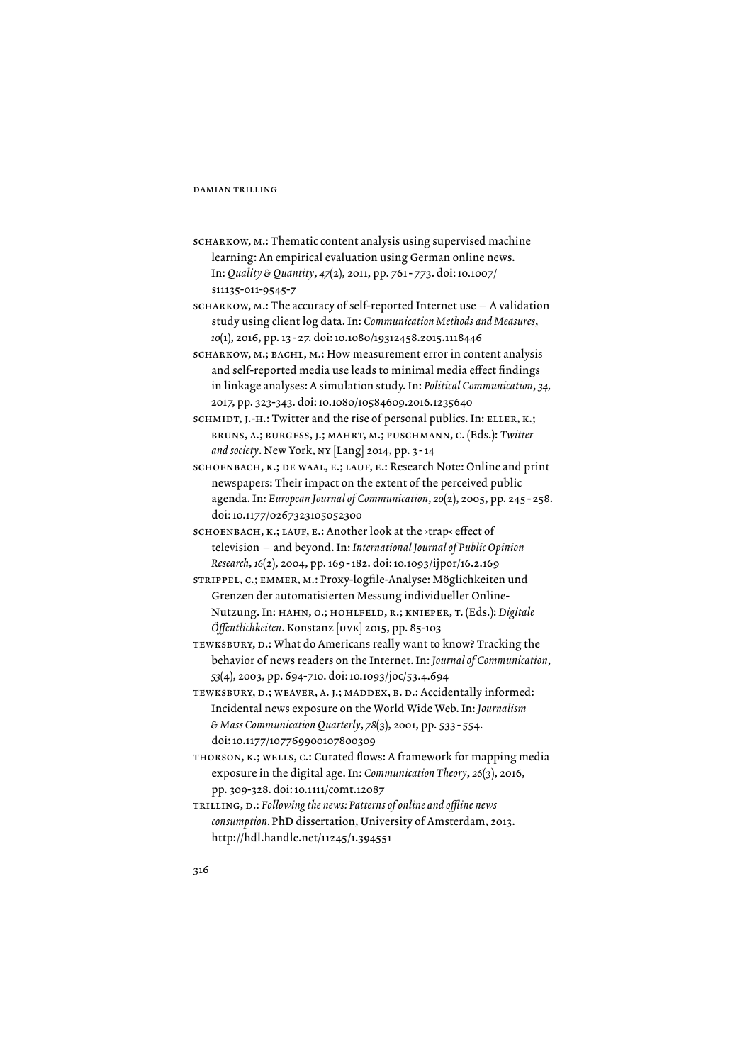SCHARKOW, M.: Thematic content analysis using supervised machine learning: An empirical evaluation using German online news. In: *Quality & Quantity*, *47*(2), 2011, pp. 761-773. doi:10.1007/s11135-011-9545-7

SCHARKOW, M.: The accuracy of self-reported Internet use – A validation study using client log data. In: *Communication Methods and Measures*, *10*(1), 2016, pp. 13-27. doi:10.1080/19312458.2015.1118446

SCHARKOW, M.; BACHL, M.: How measurement error in content analysis and self-reported media use leads to minimal media effect findings in linkage analyses: A simulation study. In: *Political Communication*, *34,* 2017, pp. 323-343. doi:10.1080/10584609.2016.1235640

SCHMIDT, J.-H.: Twitter and the rise of personal publics. In: ELLER, K.; BRUNS, A.; BURGESS, J.; MAHRT, M.; PUSCHMANN, C. (Eds.): *Twitter and society*. New York, NY [Lang] 2014, pp. 3-14

SCHOENBACH, K.; DE WAAL, E.; LAUF, E.: Research Note: Online and print newspapers: Their impact on the extent of the perceived public agenda. In: *European Journal of Communication*, *20*(2), 2005, pp. 245-258. doi:10.1177/0267323105052300

SCHOENBACH, K.; LAUF, E.: Another look at the ›trap‹ effect of television – and beyond. In: *International Journal of Public Opinion Research*, *16*(2), 2004, pp. 169-182. doi:10.1093/ijpor/16.2.169

STRIPPEL, C.; EMMER, M.: Proxy-logfile-Analyse: Möglichkeiten und Grenzen der automatisierten Messung individueller Online-Nutzung. In: HAHN, O.; HOHLFELD, R.; KNIEPER, T. (Eds.): *Digitale Öffentlichkeiten*. Konstanz [UVK] 2015, pp. 85-103

TEWKSBURY, D.: What do Americans really want to know? Tracking the behavior of news readers on the Internet. In: *Journal of Communication*, *53*(4), 2003, pp. 694-710. doi:10.1093/joc/53.4.694

TEWKSBURY, D.; WEAVER, A. J.; MADDEX, B. D.: Accidentally informed: Incidental news exposure on the World Wide Web. In: *Journalism & Mass Communication Quarterly*, *78*(3), 2001, pp. 533-554. doi:10.1177/107769900107800309

THORSON, K.; WELLS, C.: Curated flows: A framework for mapping media exposure in the digital age. In: *Communication Theory*, *26*(3), 2016, pp. 309-328. doi:10.1111/comt.12087

TRILLING, D.: *Following the news: Patterns of online and offline news consumption*. PhD dissertation, University of Amsterdam, 2013. http://hdl.handle.net/11245/1.394551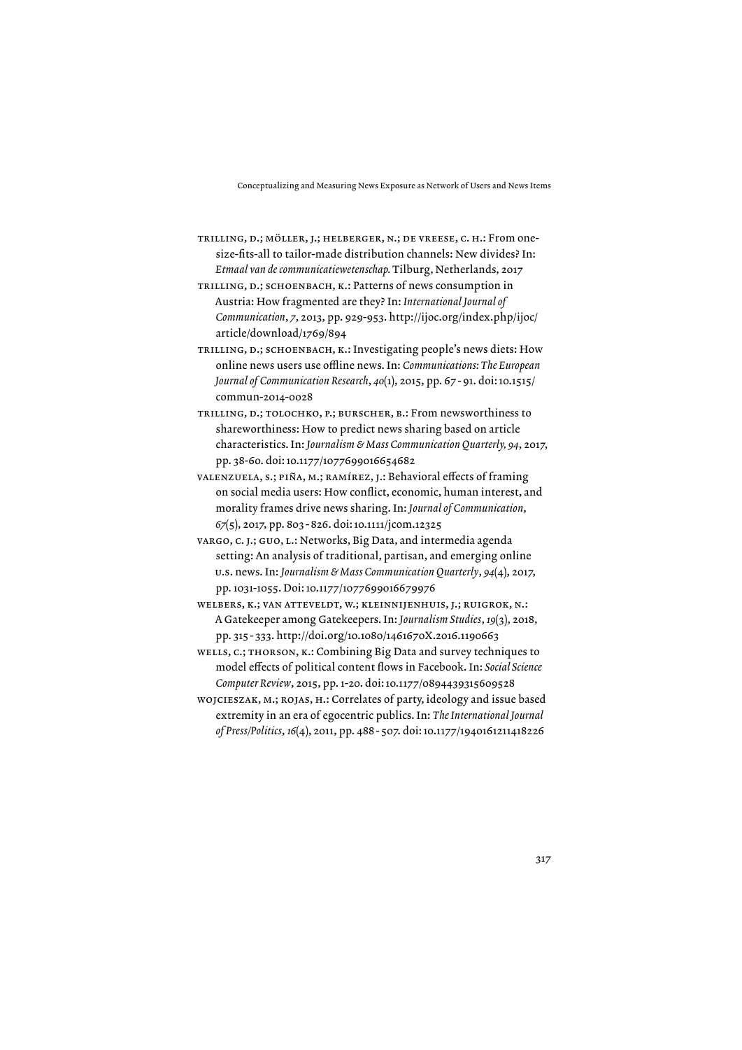trilling, d.; möller, j.; helberger, n.; de vreese, c. h.: From one-size-fits-all to tailor-made distribution channels: New divides? In: *Etmaal van de communicatiewetenschap.* Tilburg, Netherlands, 2017

trilling, d.; schoenbach, k.: Patterns of news consumption in Austria: How fragmented are they? In: *International Journal of Communication*, *7*, 2013, pp. 929-953. http://ijoc.org/index.php/ijoc/article/download/1769/894

trilling, d.; schoenbach, k.: Investigating people's news diets: How online news users use offline news. In: *Communications: The European Journal of Communication Research*, *40*(1), 2015, pp. 67-91. doi:10.1515/commun-2014-0028

trilling, d.; tolochko, p.; burscher, b.: From newsworthiness to shareworthiness: How to predict news sharing based on article characteristics. In: *Journalism & Mass Communication Quarterly, 94*, 2017, pp. 38-60. doi:10.1177/1077699016654682

valenzuela, s.; piña, m.; ramírez, j.: Behavioral effects of framing on social media users: How conflict, economic, human interest, and morality frames drive news sharing. In: *Journal of Communication*, *67*(5), 2017, pp. 803-826. doi:10.1111/jcom.12325

vargo, c. j.; guo, l.: Networks, Big Data, and intermedia agenda setting: An analysis of traditional, partisan, and emerging online u.s. news. In: *Journalism & Mass Communication Quarterly*, *94*(4), 2017, pp. 1031-1055. Doi:10.1177/1077699016679976

welbers, k.; van atteveldt, w.; kleinnijenhuis, j.; ruigrok, n.: A Gatekeeper among Gatekeepers. In: *Journalism Studies*, *19*(3), 2018, pp. 315-333. http://doi.org/10.1080/1461670X.2016.1190663

wells, c.; thorson, k.: Combining Big Data and survey techniques to model effects of political content flows in Facebook. In: *Social Science Computer Review*, 2015, pp. 1-20. doi:10.1177/0894439315609528

wojcieszak, m.; rojas, h.: Correlates of party, ideology and issue based extremity in an era of egocentric publics. In: *The International Journal of Press/Politics*, *16*(4), 2011, pp. 488-507. doi:10.1177/1940161211418226